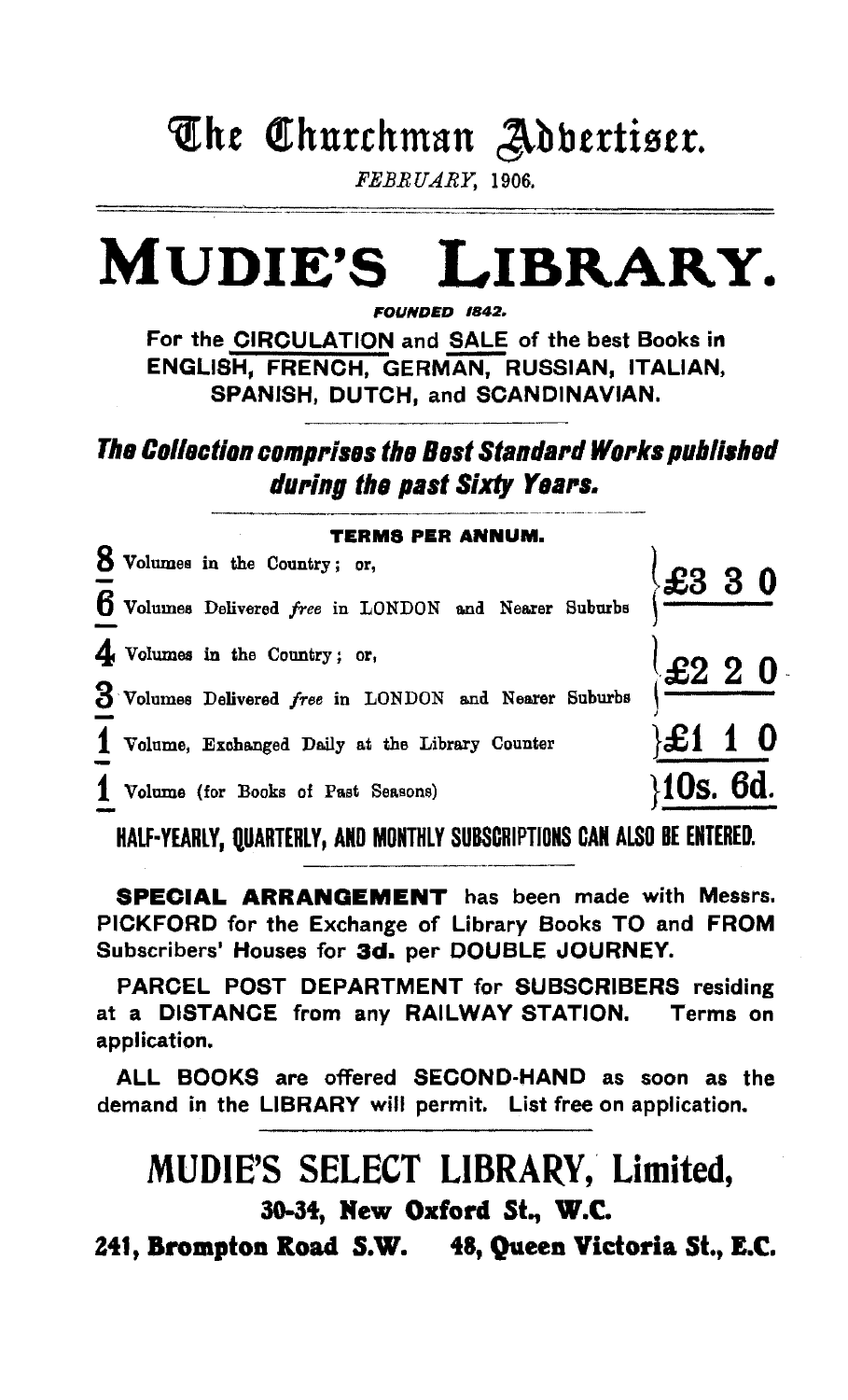# The Churchman Advertiser.

*FEBRUARY, 1906.*

# MUDIE'S LIBRARY.

***FOUNDED 1842.***

**For the CIRCULATION and SALE of the best Books in ENGLISH, FRENCH, GERMAN, RUSSIAN, ITALIAN, SPANISH, DUTCH, and SCANDINAVIAN.**

***The Collection comprises the Best Standard Works published during the past Sixty Years.***

**TERMS PER ANNUM.**

| | |
|---|---|
| **8** Volumes in the Country; or, **6** Volumes Delivered *free* in LONDON and Nearer Suburbs | **£3 3 0** |
| **4** Volumes in the Country; or, **3** Volumes Delivered *free* in LONDON and Nearer Suburbs | **£2 2 0** |
| **1** Volume, Exchanged Daily at the Library Counter | **£1 1 0** |
| **1** Volume (for Books of Past Seasons) | **10s. 6d.** |

**HALF-YEARLY, QUARTERLY, AND MONTHLY SUBSCRIPTIONS CAN ALSO BE ENTERED.**

**SPECIAL ARRANGEMENT** has been made with Messrs. PICKFORD for the Exchange of Library Books TO and FROM Subscribers' Houses for **3d.** per DOUBLE JOURNEY.

PARCEL POST DEPARTMENT for SUBSCRIBERS residing at a DISTANCE from any RAILWAY STATION. Terms on application.

ALL BOOKS are offered SECOND-HAND as soon as the demand in the LIBRARY will permit. List free on application.

## MUDIE'S SELECT LIBRARY, Limited,

**30-34, New Oxford St., W.C.**

**241, Brompton Road S.W. 48, Queen Victoria St., E.C.**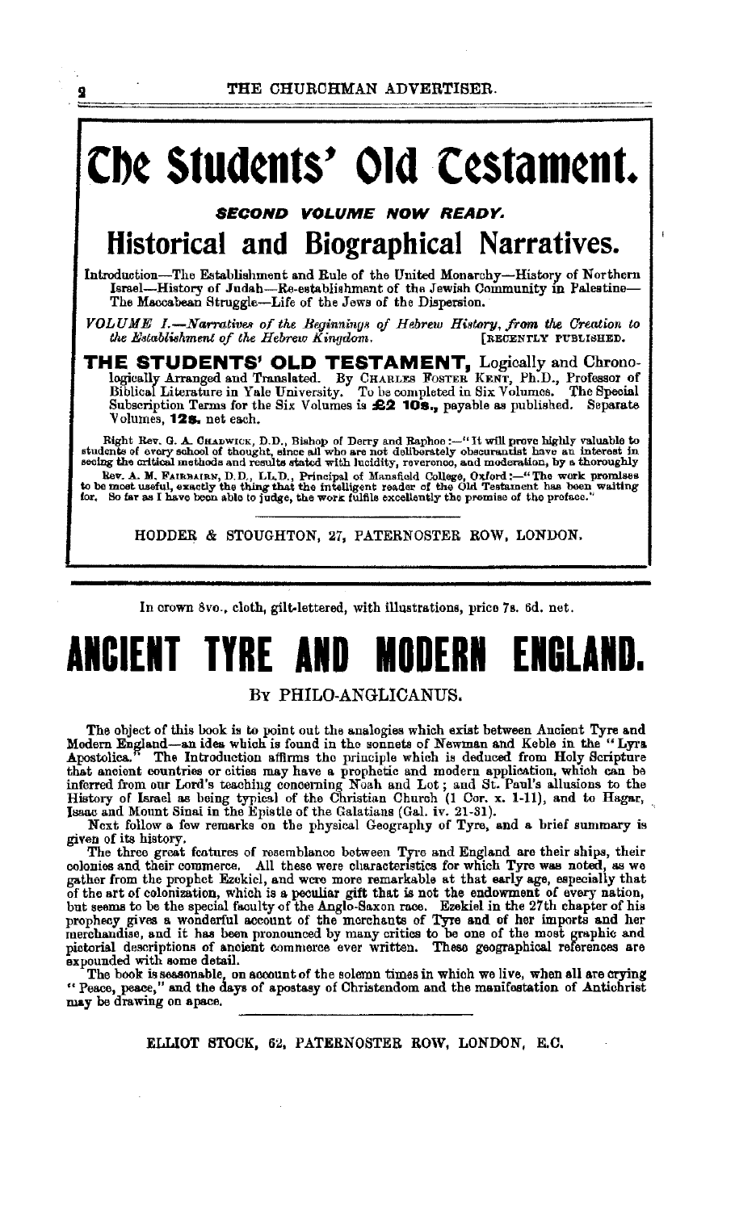# The Students' Old Testament.

***SECOND VOLUME NOW READY.***

## Historical and Biographical Narratives.

Introduction—The Establishment and Rule of the United Monarchy—History of Northern Israel—History of Judah—Re-establishment of the Jewish Community in Palestine—The Maccabean Struggle—Life of the Jews of the Dispersion.

*VOLUME I.—Narratives of the Beginnings of Hebrew History, from the Creation to the Establishment of the Hebrew Kingdom.* [RECENTLY PUBLISHED.

**THE STUDENTS' OLD TESTAMENT,** Logically and Chronologically Arranged and Translated. By CHARLES FOSTER KENT, Ph.D., Professor of Biblical Literature in Yale University. To be completed in Six Volumes. The Special Subscription Terms for the Six Volumes is **£2 10s.,** payable as published. Separate Volumes, **12s.** net each.

Right Rev. G. A. CHADWICK, D.D., Bishop of Derry and Raphoe:—"It will prove highly valuable to students of every school of thought, since all who are not deliberately obscurantist have an interest in seeing the critical methods and results stated with lucidity, reverence, and moderation, by a thoroughly

Rev. A. M. FAIRBAIRN, D.D., LL.D., Principal of Mansfield College, Oxford:—"The work promises to be most useful, exactly the thing that the intelligent reader of the Old Testament has been waiting for. So far as I have been able to judge, the work fulfils excellently the promise of the preface."

HODDER & STOUGHTON, 27, PATERNOSTER ROW, LONDON.

---

In crown 8vo., cloth, gilt-lettered, with illustrations, price 7s. 6d. net.

# ANCIENT TYRE AND MODERN ENGLAND.

BY PHILO-ANGLICANUS.

The object of this book is to point out the analogies which exist between Ancient Tyre and Modern England—an idea which is found in the sonnets of Newman and Keble in the "Lyra Apostolica." The Introduction affirms the principle which is deduced from Holy Scripture that ancient countries or cities may have a prophetic and modern application, which can be inferred from our Lord's teaching concerning Noah and Lot; and St. Paul's allusions to the History of Israel as being typical of the Christian Church (1 Cor. x. 1-11), and to Hagar, Isaac and Mount Sinai in the Epistle of the Galatians (Gal. iv. 21-31).

Next follow a few remarks on the physical Geography of Tyre, and a brief summary is given of its history.

The three great features of resemblance between Tyre and England are their ships, their colonies and their commerce. All these were characteristics for which Tyre was noted, as we gather from the prophet Ezekiel, and were more remarkable at that early age, especially that of the art of colonization, which is a peculiar gift that is not the endowment of every nation, but seems to be the special faculty of the Anglo-Saxon race. Ezekiel in the 27th chapter of his prophecy gives a wonderful account of the merchants of Tyre and of her imports and her merchandise, and it has been pronounced by many critics to be one of the most graphic and pictorial descriptions of ancient commerce ever written. These geographical references are expounded with some detail.

The book is seasonable, on account of the solemn times in which we live, when all are crying "Peace, peace," and the days of apostasy of Christendom and the manifestation of Antichrist may be drawing on apace.

ELLIOT STOCK, 62, PATERNOSTER ROW, LONDON, E.C.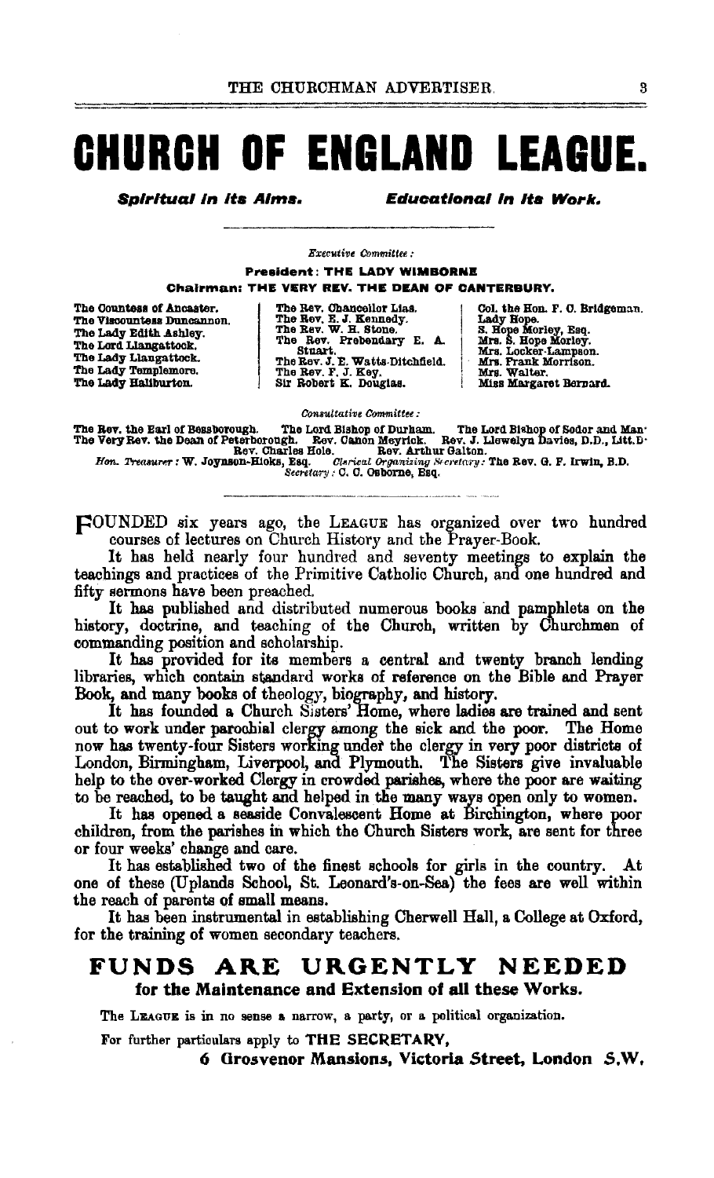# CHURCH OF ENGLAND LEAGUE.

***Spiritual in its Aims.*** ***Educational in its Work.***

*Executive Committee:*

**President: THE LADY WIMBORNE**

**Chairman: THE VERY REV. THE DEAN OF CANTERBURY.**

The Countess of Ancaster.
The Viscountess Duncannon.
The Lady Edith Ashley.
The Lord Llangattock.
The Lady Llangattock.
The Lady Templemore.
The Lady Haliburton.

The Rev. Chancellor Lias.
The Rev. E. J. Kennedy.
The Rev. W. H. Stone.
The Rev. Prebendary E. A. Stuart.
The Rev. J. E. Watts-Ditchfield.
The Rev. F. J. Key.
Sir Robert K. Douglas.

Col. the Hon. F. C. Bridgeman.
Lady Hope.
S. Hope Morley, Esq.
Mrs. S. Hope Morley.
Mrs. Locker-Lampson.
Mrs. Frank Morrison.
Mrs. Walter.
Miss Margaret Bernard.

*Consultative Committee:*

The Rev. the Earl of Bessborough. The Lord Bishop of Durham. The Lord Bishop of Sodor and Man. The Very Rev. the Dean of Peterborough. Rev. Canon Meyrick. Rev. J. Llewelyn Davies, D.D., Litt.D. Rev. Charles Hole. Rev. Arthur Galton.

*Hon. Treasurer:* W. Joynson-Hicks, Esq. *Clerical Organizing Secretary:* The Rev. G. F. Irwin, B.D.

*Secretary:* C. C. Osborne, Esq.

FOUNDED six years ago, the LEAGUE has organized over two hundred courses of lectures on Church History and the Prayer-Book.

It has held nearly four hundred and seventy meetings to explain the teachings and practices of the Primitive Catholic Church, and one hundred and fifty sermons have been preached.

It has published and distributed numerous books and pamphlets on the history, doctrine, and teaching of the Church, written by Churchmen of commanding position and scholarship.

It has provided for its members a central and twenty branch lending libraries, which contain standard works of reference on the Bible and Prayer Book, and many books of theology, biography, and history.

It has founded a Church Sisters' Home, where ladies are trained and sent out to work under parochial clergy among the sick and the poor. The Home now has twenty-four Sisters working under the clergy in very poor districts of London, Birmingham, Liverpool, and Plymouth. The Sisters give invaluable help to the over-worked Clergy in crowded parishes, where the poor are waiting to be reached, to be taught and helped in the many ways open only to women.

It has opened a seaside Convalescent Home at Birchington, where poor children, from the parishes in which the Church Sisters work, are sent for three or four weeks' change and care.

It has established two of the finest schools for girls in the country. At one of these (Uplands School, St. Leonard's-on-Sea) the fees are well within the reach of parents of small means.

It has been instrumental in establishing Cherwell Hall, a College at Oxford, for the training of women secondary teachers.

## FUNDS ARE URGENTLY NEEDED

**for the Maintenance and Extension of all these Works.**

The LEAGUE is in no sense a narrow, a party, or a political organization.

For further particulars apply to **THE SECRETARY,**

**6 Grosvenor Mansions, Victoria Street, London S.W.**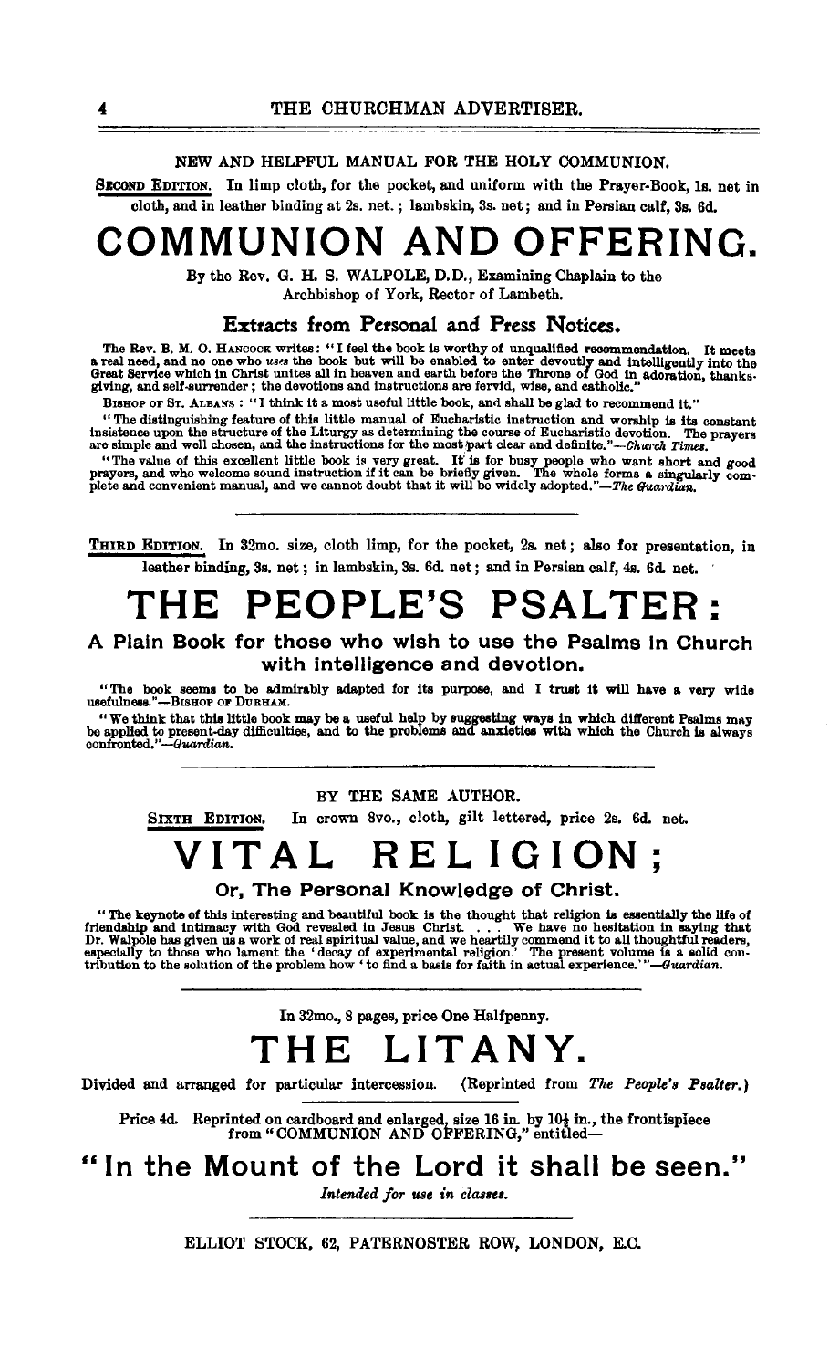NEW AND HELPFUL MANUAL FOR THE HOLY COMMUNION.

SECOND EDITION. In limp cloth, for the pocket, and uniform with the Prayer-Book, 1s. net in cloth, and in leather binding at 2s. net.; lambskin, 3s. net; and in Persian calf, 3s. 6d.

# COMMUNION AND OFFERING.

By the Rev. G. H. S. WALPOLE, D.D., Examining Chaplain to the Archbishop of York, Rector of Lambeth.

## Extracts from Personal and Press Notices.

The Rev. B. M. O. HANCOCK writes: "I feel the book is worthy of unqualified recommendation. It meets a real need, and no one who *uses* the book but will be enabled to enter devoutly and intelligently into the Great Service which in Christ unites all in heaven and earth before the Throne of God in adoration, thanksgiving, and self-surrender; the devotions and instructions are fervid, wise, and catholic."

BISHOP OF ST. ALBANS: "I think it a most useful little book, and shall be glad to recommend it."

"The distinguishing feature of this little manual of Eucharistic instruction and worship is its constant insistence upon the structure of the Liturgy as determining the course of Eucharistic devotion. The prayers are simple and well chosen, and the instructions for the most part clear and definite."—*Church Times.*

"The value of this excellent little book is very great. It is for busy people who want short and good prayers, and who welcome sound instruction if it can be briefly given. The whole forms a singularly complete and convenient manual, and we cannot doubt that it will be widely adopted."—*The Guardian.*

---

THIRD EDITION. In 32mo. size, cloth limp, for the pocket, 2s. net; also for presentation, in leather binding, 3s. net; in lambskin, 3s. 6d. net; and in Persian calf, 4s. 6d. net.

# THE PEOPLE'S PSALTER:

### A Plain Book for those who wish to use the Psalms in Church with intelligence and devotion.

"The book seems to be admirably adapted for its purpose, and I trust it will have a very wide usefulness."—BISHOP OF DURHAM.

"We think that this little book may be a useful help by suggesting ways in which different Psalms may be applied to present-day difficulties, and to the problems and anxieties with which the Church is always confronted."—*Guardian.*

---

BY THE SAME AUTHOR.

SIXTH EDITION. In crown 8vo., cloth, gilt lettered, price 2s. 6d. net.

# VITAL RELIGION;

### Or, The Personal Knowledge of Christ.

"The keynote of this interesting and beautiful book is the thought that religion is essentially the life of friendship and intimacy with God revealed in Jesus Christ. . . . We have no hesitation in saying that Dr. Walpole has given us a work of real spiritual value, and we heartily commend it to all thoughtful readers, especially to those who lament the 'decay of experimental religion.' The present volume is a solid contribution to the solution of the problem how 'to find a basis for faith in actual experience.'"—*Guardian.*

---

In 32mo., 8 pages, price One Halfpenny.

# THE LITANY.

Divided and arranged for particular intercession. (Reprinted from *The People's Psalter.*)

Price 4d. Reprinted on cardboard and enlarged, size 16 in. by 10½ in., the frontispiece from "COMMUNION AND OFFERING," entitled—

## "In the Mount of the Lord it shall be seen."

*Intended for use in classes.*

---

ELLIOT STOCK, 62, PATERNOSTER ROW, LONDON, E.C.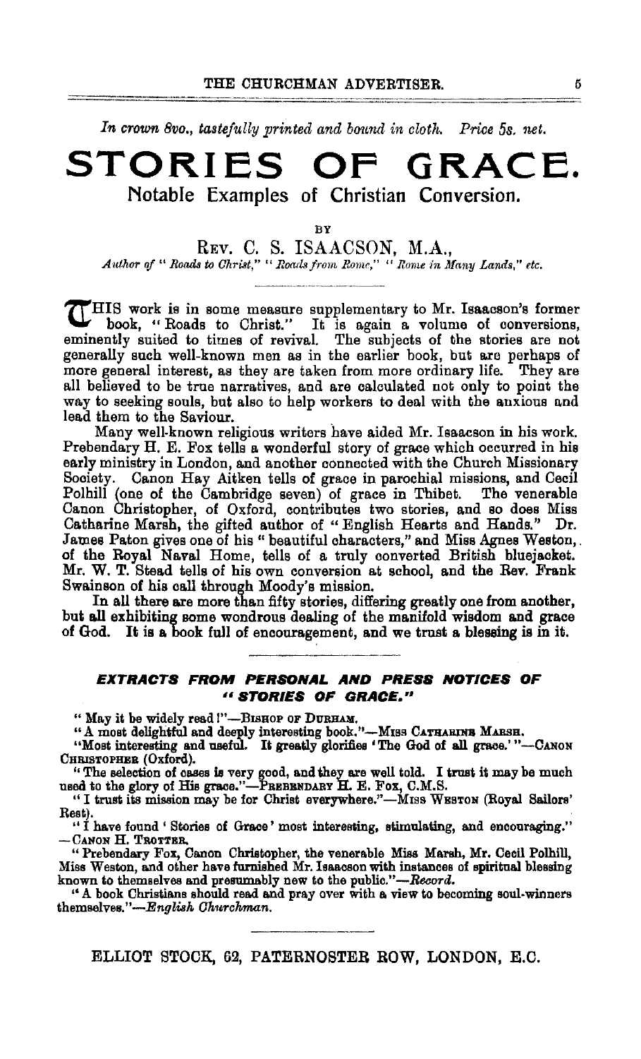*In crown 8vo., tastefully printed and bound in cloth. Price 5s. net.*

# STORIES OF GRACE.

## Notable Examples of Christian Conversion.

BY

REV. C. S. ISAACSON, M.A.,

*Author of "Roads to Christ," "Roads from Rome," "Rome in Many Lands," etc.*

THIS work is in some measure supplementary to Mr. Isaacson's former book, "Roads to Christ." It is again a volume of conversions, eminently suited to times of revival. The subjects of the stories are not generally such well-known men as in the earlier book, but are perhaps of more general interest, as they are taken from more ordinary life. They are all believed to be true narratives, and are calculated not only to point the way to seeking souls, but also to help workers to deal with the anxious and lead them to the Saviour.

Many well-known religious writers have aided Mr. Isaacson in his work. Prebendary H. E. Fox tells a wonderful story of grace which occurred in his early ministry in London, and another connected with the Church Missionary Society. Canon Hay Aitken tells of grace in parochial missions, and Cecil Polhill (one of the Cambridge seven) of grace in Thibet. The venerable Canon Christopher, of Oxford, contributes two stories, and so does Miss Catharine Marsh, the gifted author of "English Hearts and Hands." Dr. James Paton gives one of his "beautiful characters," and Miss Agnes Weston, of the Royal Naval Home, tells of a truly converted British bluejacket. Mr. W. T. Stead tells of his own conversion at school, and the Rev. Frank Swainson of his call through Moody's mission.

In all there are more than fifty stories, differing greatly one from another, but all exhibiting some wondrous dealing of the manifold wisdom and grace of God. **It is a book full of encouragement, and we trust a blessing is in it.**

### *EXTRACTS FROM PERSONAL AND PRESS NOTICES OF "STORIES OF GRACE."*

"May it be widely read!"—BISHOP OF DURHAM.

"A most delightful and deeply interesting book."—MISS CATHARINE MARSH.

"Most interesting and useful. It greatly glorifies 'The God of all grace.'"—CANON CHRISTOPHER (Oxford).

"The selection of cases is very good, and they are well told. I trust it may be much used to the glory of His grace."—PREBENDARY H. E. FOX, C.M.S.

"I trust its mission may be for Christ everywhere."—MISS WESTON (Royal Sailors' Rest).

"I have found 'Stories of Grace' most interesting, stimulating, and encouraging."—CANON H. TROTTER.

"Prebendary Fox, Canon Christopher, the venerable Miss Marsh, Mr. Cecil Polhill, Miss Weston, and other have furnished Mr. Isaacson with instances of spiritual blessing known to themselves and presumably new to the public."—*Record.*

"A book Christians should read and pray over with a view to becoming soul-winners themselves."—*English Churchman.*

ELLIOT STOCK, 62, PATERNOSTER ROW, LONDON, E.C.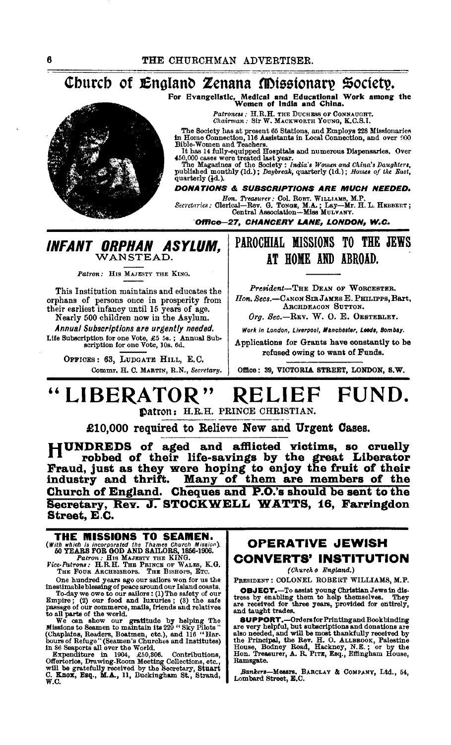# Church of England Zenana Missionary Society.

**For Evangelistic, Medical and Educational Work among the Women of India and China.**

*Patroness:* H.R.H. THE DUCHESS OF CONNAUGHT.
*Chairman:* Sir W. MACKWORTH YOUNG, K.C.S.I.

The Society has at present 65 Stations, and Employs 228 Missionaries in Home Connection, 116 Assistants in Local Connection, and over 900 Bible-Women and Teachers.

It has 14 fully-equipped Hospitals and numerous Dispensaries. Over 450,000 cases were treated last year.

The Magazines of the Society: *India's Women and China's Daughters*, published monthly (1d.); *Daybreak*, quarterly (1d.); *Homes of the East*, quarterly (½d.).

***DONATIONS & SUBSCRIPTIONS ARE MUCH NEEDED.***

*Hon. Treasurer:* Col. ROBT. WILLIAMS, M.P.
*Secretaries:* Clerical—Rev. G. TONGE, M.A.; Lay—Mr. H. L. HEBBERT; Central Association—Miss MULVANY.

***Office—27, CHANCERY LANE, LONDON, W.C.***

---

## *INFANT ORPHAN ASYLUM,*
### WANSTEAD.

*Patron:* HIS MAJESTY THE KING.

This Institution maintains and educates the orphans of persons once in prosperity from their earliest infancy until 15 years of age.

Nearly 500 children now in the Asylum.

***Annual Subscriptions are urgently needed.***

Life Subscription for one Vote, £5 5s.; Annual Subscription for one Vote, 10s. 6d.

OFFICES: 63, LUDGATE HILL, E.C.

Commr. H. C. MARTIN, R.N., *Secretary.*

---

## PAROCHIAL MISSIONS TO THE JEWS AT HOME AND ABROAD.

*President*—THE DEAN OF WORCESTER.

*Hon. Secs.*—CANON SIR JAMES E. PHILIPPS, Bart, ARCHDEACON SUTTON.

*Org. Sec.*—REV. W. O. E. OESTERLEY.

*Work in London, Liverpool, Manchester, Leeds, Bombay.*

Applications for Grants have constantly to be refused owing to want of Funds.

Office: 39, VICTORIA STREET, LONDON, S.W.

---

# "LIBERATOR" RELIEF FUND.

**Patron:** H.R.H. PRINCE CHRISTIAN.

**£10,000 required to Relieve New and Urgent Cases.**

**HUNDREDS of aged and afflicted victims, so cruelly robbed of their life-savings by the great Liberator Fraud, just as they were hoping to enjoy the fruit of their industry and thrift. Many of them are members of the Church of England. Cheques and P.O.'s should be sent to the Secretary, Rev. J. STOCKWELL WATTS, 16, Farringdon Street, E.C.**

---

## THE MISSIONS TO SEAMEN.

*(With which is incorporated the Thames Church Mission).*
**60 YEARS FOR GOD AND SAILORS, 1856-1906.**

*Patron:* HIS MAJESTY THE KING.
*Vice-Patrons:* H.R.H. THE PRINCE OF WALES, K.G. THE FOUR ARCHBISHOPS. THE BISHOPS, ETC.

One hundred years ago our sailors won for us the inestimable blessing of peace around our Island coasts.

To-day we owe to our sailors: (1) The safety of our Empire; (2) our food and luxuries; (3) the safe passage of our commerce, mails, friends and relatives to all parts of the world.

We can show our gratitude by helping The Missions to Seamen to maintain its 229 "Sky Pilots" (Chaplains, Readers, Boatmen, etc.), and 116 "Harbours of Refuge" (Seamen's Churches and Institutes) in 86 Seaports all over the World.

Expenditure in 1904, £50,806. Contributions, Offertories, Drawing-Room Meeting Collections, etc., will be gratefully received by the Secretary, **Stuart C. Knox, Esq., M.A.,** 11, Buckingham St., Strand, W.C.

---

## OPERATIVE JEWISH CONVERTS' INSTITUTION

*(Church o England.)*

PRESIDENT: COLONEL ROBERT WILLIAMS, M.P.

**OBJECT.**—To assist young Christian Jews in distress by enabling them to help themselves. They are received for three years, provided for entirely, and taught trades.

**SUPPORT.**—Orders for Printing and Bookbinding are very helpful, but subscriptions and donations are also needed, and will be most thankfully received by the Principal, the Rev. H. O. ALLBROOK, Palestine House, Bodney Road, Hackney, N.E.; or by the Hon. Treasurer, A. R. PITE, Esq., Effingham House, Ramsgate.

*Bankers*—Messrs. BARCLAY & COMPANY, Ltd., 54, Lombard Street, E.C.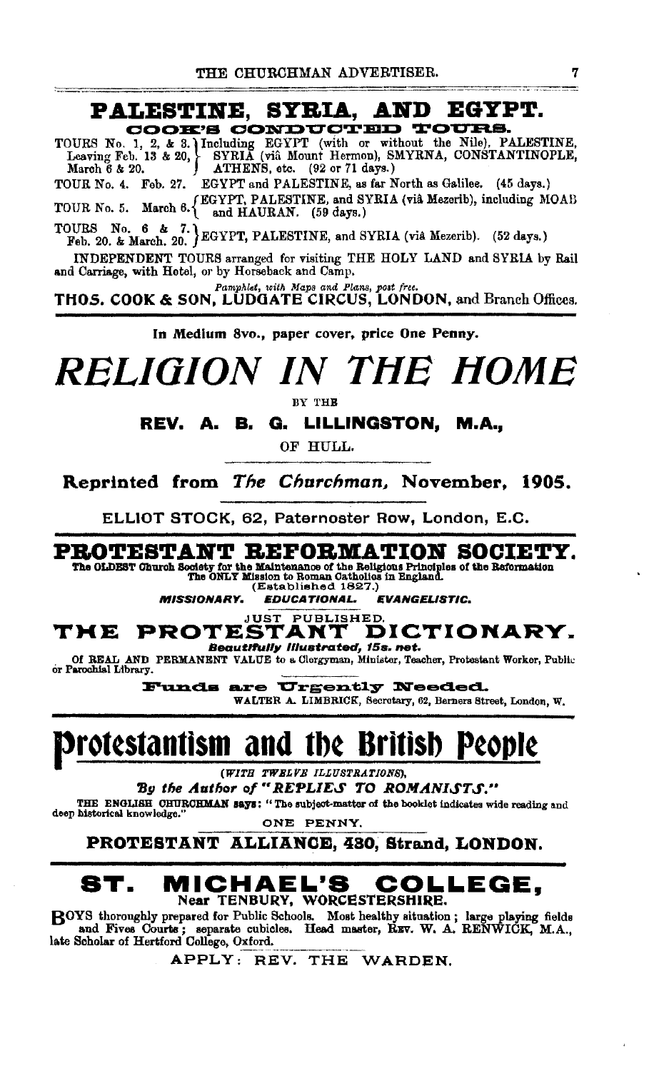# PALESTINE, SYRIA, AND EGYPT.

## COOK'S CONDUCTED TOURS.

TOURS No. 1, 2, & 3. Leaving Feb. 13 & 20, March 6 & 20. — Including EGYPT (with or without the Nile), PALESTINE, SYRIA (viâ Mount Hermon), SMYRNA, CONSTANTINOPLE, ATHENS, etc. (92 or 71 days.)

TOUR No. 4. Feb. 27. EGYPT and PALESTINE, as far North as Galilee. (45 days.)

TOUR No. 5. March 6. — EGYPT, PALESTINE, and SYRIA (viâ Mezerib), including MOAB and HAURAN. (59 days.)

TOURS No. 6 & 7. Feb. 20. & March. 20. — EGYPT, PALESTINE, and SYRIA (viâ Mezerib). (52 days.)

INDEPENDENT TOURS arranged for visiting THE HOLY LAND and SYRIA by Rail and Carriage, with Hotel, or by Horseback and Camp.

*Pamphlet, with Maps and Plans, post free.*

**THOS. COOK & SON, LUDGATE CIRCUS, LONDON,** and Branch Offices.

---

**In Medium 8vo., paper cover, price One Penny.**

# *RELIGION IN THE HOME*

BY THE

**REV. A. B. G. LILLINGSTON, M.A.,**

OF HULL.

**Reprinted from *The Churchman*, November, 1905.**

ELLIOT STOCK, 62, Paternoster Row, London, E.C.

---

# PROTESTANT REFORMATION SOCIETY.

**The OLDEST Church Society for the Maintenance of the Religious Principles of the Reformation**
**The ONLY Mission to Roman Catholics in England.**
(Established 1827.)

***MISSIONARY. EDUCATIONAL. EVANGELISTIC.***

JUST PUBLISHED.

## THE PROTESTANT DICTIONARY.

***Beautifully Illustrated, 15s. net.***

Of REAL AND PERMANENT VALUE to a Clergyman, Minister, Teacher, Protestant Worker, Public or Parochial Library.

**Funds are Urgently Needed.**

WALTER A. LIMBRICK, Secretary, 62, Berners Street, London, W.

---

# Protestantism and the British People

*(WITH TWELVE ILLUSTRATIONS),*

***By the Author of "REPLIES TO ROMANISTS."***

THE ENGLISH CHURCHMAN says: "The subject-matter of the booklet indicates wide reading and deep historical knowledge."

ONE PENNY.

**PROTESTANT ALLIANCE, 430, Strand, LONDON.**

---

# ST. MICHAEL'S COLLEGE,

**Near TENBURY, WORCESTERSHIRE.**

BOYS thoroughly prepared for Public Schools. Most healthy situation; large playing fields and Fives Courts; separate cubicles. Head master, REV. W. A. RENWICK, M.A., late Scholar of Hertford College, Oxford.

APPLY: REV. THE WARDEN.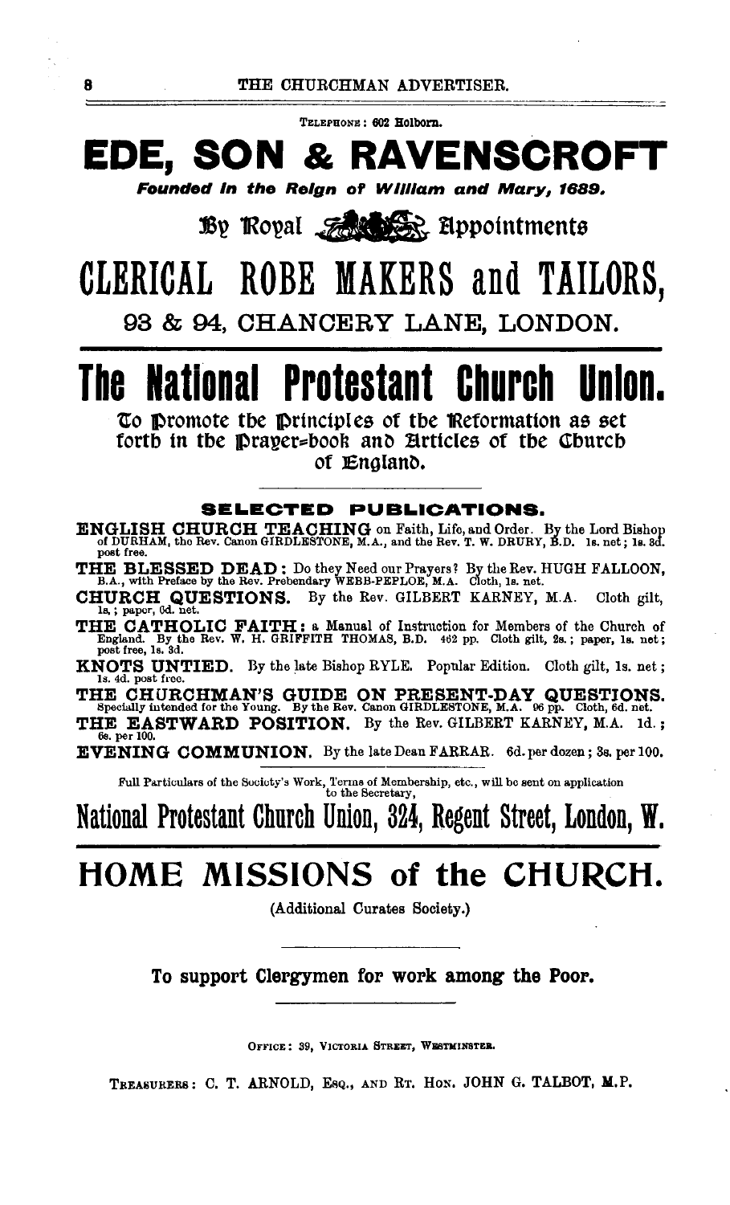TELEPHONE: 602 Holborn.

# EDE, SON & RAVENSCROFT

*Founded in the Reign of William and Mary, 1689.*

By Royal Appointments

# CLERICAL ROBE MAKERS and TAILORS,

93 & 94, CHANCERY LANE, LONDON.

---

# The National Protestant Church Union.

To Promote the Principles of the Reformation as set forth in the Prayer-book and Articles of the Church of England.

## SELECTED PUBLICATIONS.

**ENGLISH CHURCH TEACHING** on Faith, Life, and Order. By the Lord Bishop of DURHAM, the Rev. Canon GIRDLESTONE, M.A., and the Rev. T. W. DRURY, B.D. 1s. net; 1s. 3d. post free.

**THE BLESSED DEAD:** Do they Need our Prayers? By the Rev. HUGH FALLOON, B.A., with Preface by the Rev. Prebendary WEBB-PEPLOE, M.A. Cloth, 1s. net.

**CHURCH QUESTIONS.** By the Rev. GILBERT KARNEY, M.A. Cloth gilt, 1s.; paper, 6d. net.

**THE CATHOLIC FAITH:** a Manual of Instruction for Members of the Church of England. By the Rev. W. H. GRIFFITH THOMAS, B.D. 462 pp. Cloth gilt, 2s.; paper, 1s. net; post free, 1s. 3d.

**KNOTS UNTIED.** By the late Bishop RYLE. Popular Edition. Cloth gilt, 1s. net; 1s. 4d. post free.

**THE CHURCHMAN'S GUIDE ON PRESENT-DAY QUESTIONS.** Specially intended for the Young. By the Rev. Canon GIRDLESTONE, M.A. 96 pp. Cloth, 6d. net.

**THE EASTWARD POSITION.** By the Rev. GILBERT KARNEY, M.A. 1d.; 6s. per 100.

**EVENING COMMUNION.** By the late Dean FARRAR. 6d. per dozen; 3s. per 100.

Full Particulars of the Society's Work, Terms of Membership, etc., will be sent on application to the Secretary,

## National Protestant Church Union, 324, Regent Street, London, W.

---

# HOME MISSIONS of the CHURCH.

(Additional Curates Society.)

**To support Clergymen for work among the Poor.**

OFFICE: 39, VICTORIA STREET, WESTMINSTER.

TREASURERS: C. T. ARNOLD, ESQ., AND RT. HON. JOHN G. TALBOT, M.P.